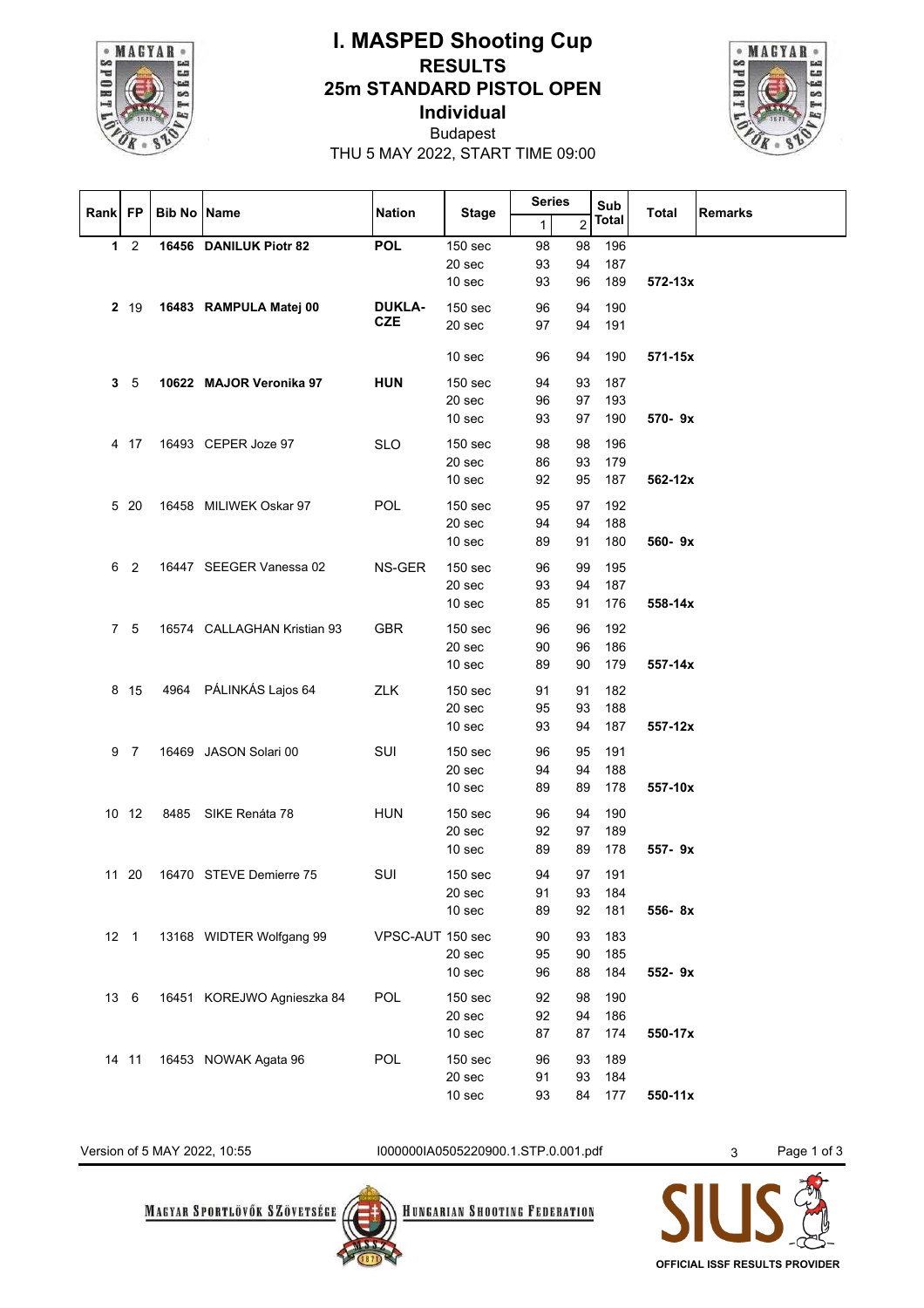# I. MASPED Shooting Cup

## RESULTS

## 25m STANDARD PISTOL OPEN

### Individual

Budapest

THU 5 MAY 2022, START TIME 09:00

| Rank | FP | Bib No | Name | Nation | Stage | Series 1 | Series 2 | Sub Total | Total | Remarks |
|---|---|---|---|---|---|---|---|---|---|---|
| **1** | 2 | **16456** | **DANILUK Piotr 82** | **POL** | 150 sec | 98 | 98 | 196 | | |
| | | | | | 20 sec | 93 | 94 | 187 | | |
| | | | | | 10 sec | 93 | 96 | 189 | **572-13x** | |
| **2** | 19 | **16483** | **RAMPULA Matej 00** | **DUKLA-CZE** | 150 sec | 96 | 94 | 190 | | |
| | | | | | 20 sec | 97 | 94 | 191 | | |
| | | | | | 10 sec | 96 | 94 | 190 | **571-15x** | |
| **3** | 5 | **10622** | **MAJOR Veronika 97** | **HUN** | 150 sec | 94 | 93 | 187 | | |
| | | | | | 20 sec | 96 | 97 | 193 | | |
| | | | | | 10 sec | 93 | 97 | 190 | **570- 9x** | |
| 4 | 17 | 16493 | CEPER Joze 97 | SLO | 150 sec | 98 | 98 | 196 | | |
| | | | | | 20 sec | 86 | 93 | 179 | | |
| | | | | | 10 sec | 92 | 95 | 187 | **562-12x** | |
| 5 | 20 | 16458 | MILIWEK Oskar 97 | POL | 150 sec | 95 | 97 | 192 | | |
| | | | | | 20 sec | 94 | 94 | 188 | | |
| | | | | | 10 sec | 89 | 91 | 180 | **560- 9x** | |
| 6 | 2 | 16447 | SEEGER Vanessa 02 | NS-GER | 150 sec | 96 | 99 | 195 | | |
| | | | | | 20 sec | 93 | 94 | 187 | | |
| | | | | | 10 sec | 85 | 91 | 176 | **558-14x** | |
| 7 | 5 | 16574 | CALLAGHAN Kristian 93 | GBR | 150 sec | 96 | 96 | 192 | | |
| | | | | | 20 sec | 90 | 96 | 186 | | |
| | | | | | 10 sec | 89 | 90 | 179 | **557-14x** | |
| 8 | 15 | 4964 | PÁLINKÁS Lajos 64 | ZLK | 150 sec | 91 | 91 | 182 | | |
| | | | | | 20 sec | 95 | 93 | 188 | | |
| | | | | | 10 sec | 93 | 94 | 187 | **557-12x** | |
| 9 | 7 | 16469 | JASON Solari 00 | SUI | 150 sec | 96 | 95 | 191 | | |
| | | | | | 20 sec | 94 | 94 | 188 | | |
| | | | | | 10 sec | 89 | 89 | 178 | **557-10x** | |
| 10 | 12 | 8485 | SIKE Renáta 78 | HUN | 150 sec | 96 | 94 | 190 | | |
| | | | | | 20 sec | 92 | 97 | 189 | | |
| | | | | | 10 sec | 89 | 89 | 178 | **557- 9x** | |
| 11 | 20 | 16470 | STEVE Demierre 75 | SUI | 150 sec | 94 | 97 | 191 | | |
| | | | | | 20 sec | 91 | 93 | 184 | | |
| | | | | | 10 sec | 89 | 92 | 181 | **556- 8x** | |
| 12 | 1 | 13168 | WIDTER Wolfgang 99 | VPSC-AUT | 150 sec | 90 | 93 | 183 | | |
| | | | | | 20 sec | 95 | 90 | 185 | | |
| | | | | | 10 sec | 96 | 88 | 184 | **552- 9x** | |
| 13 | 6 | 16451 | KOREJWO Agnieszka 84 | POL | 150 sec | 92 | 98 | 190 | | |
| | | | | | 20 sec | 92 | 94 | 186 | | |
| | | | | | 10 sec | 87 | 87 | 174 | **550-17x** | |
| 14 | 11 | 16453 | NOWAK Agata 96 | POL | 150 sec | 96 | 93 | 189 | | |
| | | | | | 20 sec | 91 | 93 | 184 | | |
| | | | | | 10 sec | 93 | 84 | 177 | **550-11x** | |

Version of 5 MAY 2022, 10:55 — I000000IA0505220900.1.STP.0.001.pdf — 3

MAGYAR SPORTLÖVŐK SZÖVETSÉGE — HUNGARIAN SHOOTING FEDERATION

SIUS — OFFICIAL ISSF RESULTS PROVIDER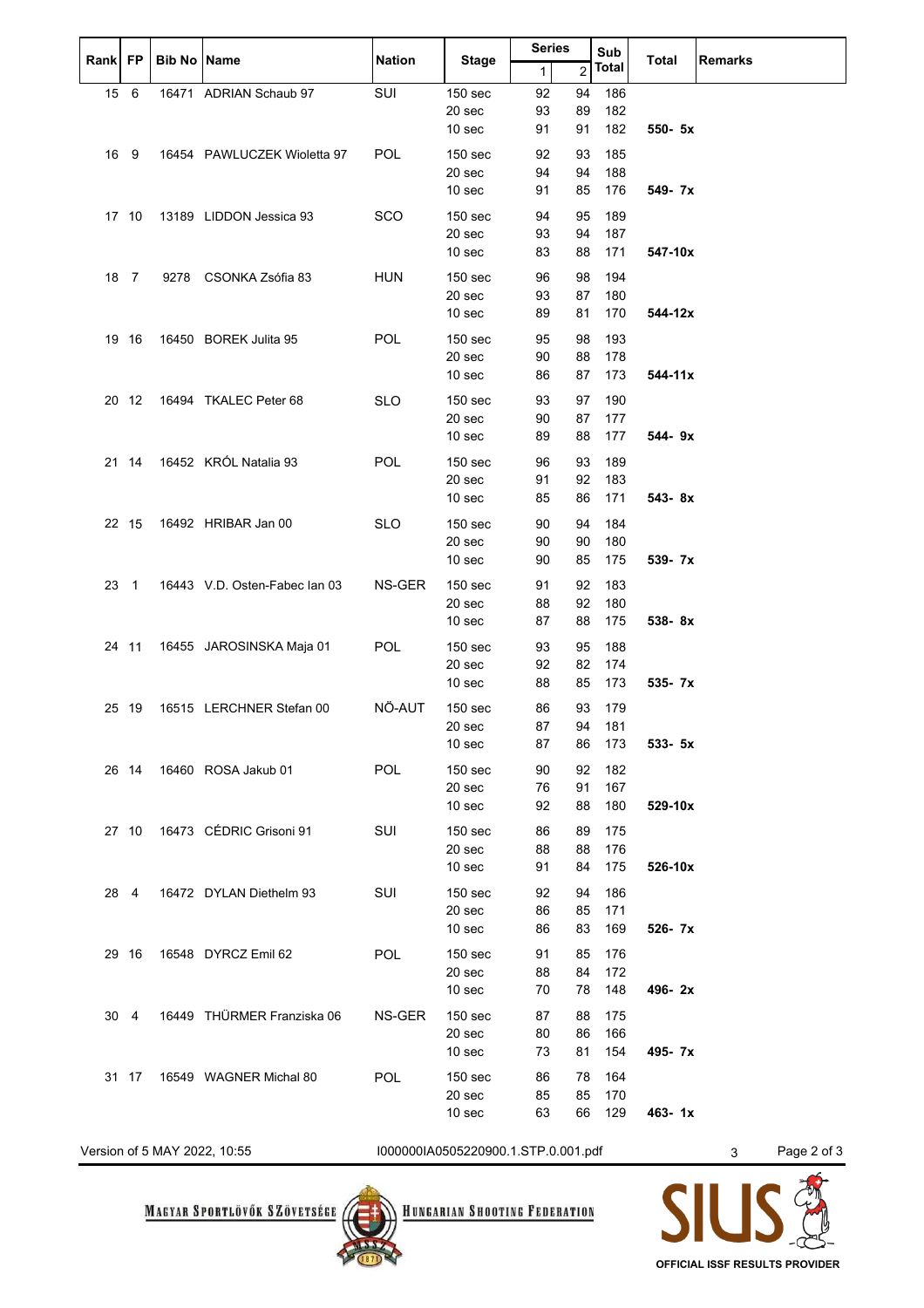| Rank | FP | Bib No | Name | Nation | Stage | Series 1 | Series 2 | Sub Total | Total | Remarks |
|---|---|---|---|---|---|---|---|---|---|---|
| 15 | 6 | 16471 | ADRIAN Schaub 97 | SUI | 150 sec | 92 | 94 | 186 | | |
| | | | | | 20 sec | 93 | 89 | 182 | | |
| | | | | | 10 sec | 91 | 91 | 182 | **550- 5x** | |
| 16 | 9 | 16454 | PAWLUCZEK Wioletta 97 | POL | 150 sec | 92 | 93 | 185 | | |
| | | | | | 20 sec | 94 | 94 | 188 | | |
| | | | | | 10 sec | 91 | 85 | 176 | **549- 7x** | |
| 17 | 10 | 13189 | LIDDON Jessica 93 | SCO | 150 sec | 94 | 95 | 189 | | |
| | | | | | 20 sec | 93 | 94 | 187 | | |
| | | | | | 10 sec | 83 | 88 | 171 | **547-10x** | |
| 18 | 7 | 9278 | CSONKA Zsófia 83 | HUN | 150 sec | 96 | 98 | 194 | | |
| | | | | | 20 sec | 93 | 87 | 180 | | |
| | | | | | 10 sec | 89 | 81 | 170 | **544-12x** | |
| 19 | 16 | 16450 | BOREK Julita 95 | POL | 150 sec | 95 | 98 | 193 | | |
| | | | | | 20 sec | 90 | 88 | 178 | | |
| | | | | | 10 sec | 86 | 87 | 173 | **544-11x** | |
| 20 | 12 | 16494 | TKALEC Peter 68 | SLO | 150 sec | 93 | 97 | 190 | | |
| | | | | | 20 sec | 90 | 87 | 177 | | |
| | | | | | 10 sec | 89 | 88 | 177 | **544- 9x** | |
| 21 | 14 | 16452 | KRÓL Natalia 93 | POL | 150 sec | 96 | 93 | 189 | | |
| | | | | | 20 sec | 91 | 92 | 183 | | |
| | | | | | 10 sec | 85 | 86 | 171 | **543- 8x** | |
| 22 | 15 | 16492 | HRIBAR Jan 00 | SLO | 150 sec | 90 | 94 | 184 | | |
| | | | | | 20 sec | 90 | 90 | 180 | | |
| | | | | | 10 sec | 90 | 85 | 175 | **539- 7x** | |
| 23 | 1 | 16443 | V.D. Osten-Fabec Ian 03 | NS-GER | 150 sec | 91 | 92 | 183 | | |
| | | | | | 20 sec | 88 | 92 | 180 | | |
| | | | | | 10 sec | 87 | 88 | 175 | **538- 8x** | |
| 24 | 11 | 16455 | JAROSINSKA Maja 01 | POL | 150 sec | 93 | 95 | 188 | | |
| | | | | | 20 sec | 92 | 82 | 174 | | |
| | | | | | 10 sec | 88 | 85 | 173 | **535- 7x** | |
| 25 | 19 | 16515 | LERCHNER Stefan 00 | NÖ-AUT | 150 sec | 86 | 93 | 179 | | |
| | | | | | 20 sec | 87 | 94 | 181 | | |
| | | | | | 10 sec | 87 | 86 | 173 | **533- 5x** | |
| 26 | 14 | 16460 | ROSA Jakub 01 | POL | 150 sec | 90 | 92 | 182 | | |
| | | | | | 20 sec | 76 | 91 | 167 | | |
| | | | | | 10 sec | 92 | 88 | 180 | **529-10x** | |
| 27 | 10 | 16473 | CÉDRIC Grisoni 91 | SUI | 150 sec | 86 | 89 | 175 | | |
| | | | | | 20 sec | 88 | 88 | 176 | | |
| | | | | | 10 sec | 91 | 84 | 175 | **526-10x** | |
| 28 | 4 | 16472 | DYLAN Diethelm 93 | SUI | 150 sec | 92 | 94 | 186 | | |
| | | | | | 20 sec | 86 | 85 | 171 | | |
| | | | | | 10 sec | 86 | 83 | 169 | **526- 7x** | |
| 29 | 16 | 16548 | DYRCZ Emil 62 | POL | 150 sec | 91 | 85 | 176 | | |
| | | | | | 20 sec | 88 | 84 | 172 | | |
| | | | | | 10 sec | 70 | 78 | 148 | **496- 2x** | |
| 30 | 4 | 16449 | THÜRMER Franziska 06 | NS-GER | 150 sec | 87 | 88 | 175 | | |
| | | | | | 20 sec | 80 | 86 | 166 | | |
| | | | | | 10 sec | 73 | 81 | 154 | **495- 7x** | |
| 31 | 17 | 16549 | WAGNER Michal 80 | POL | 150 sec | 86 | 78 | 164 | | |
| | | | | | 20 sec | 85 | 85 | 170 | | |
| | | | | | 10 sec | 63 | 66 | 129 | **463- 1x** | |

Version of 5 MAY 2022, 10:55 I000000IA0505220900.1.STP.0.001.pdf 3

MAGYAR SPORTLÖVŐK SZÖVETSÉGE HUNGARIAN SHOOTING FEDERATION

SIUS OFFICIAL ISSF RESULTS PROVIDER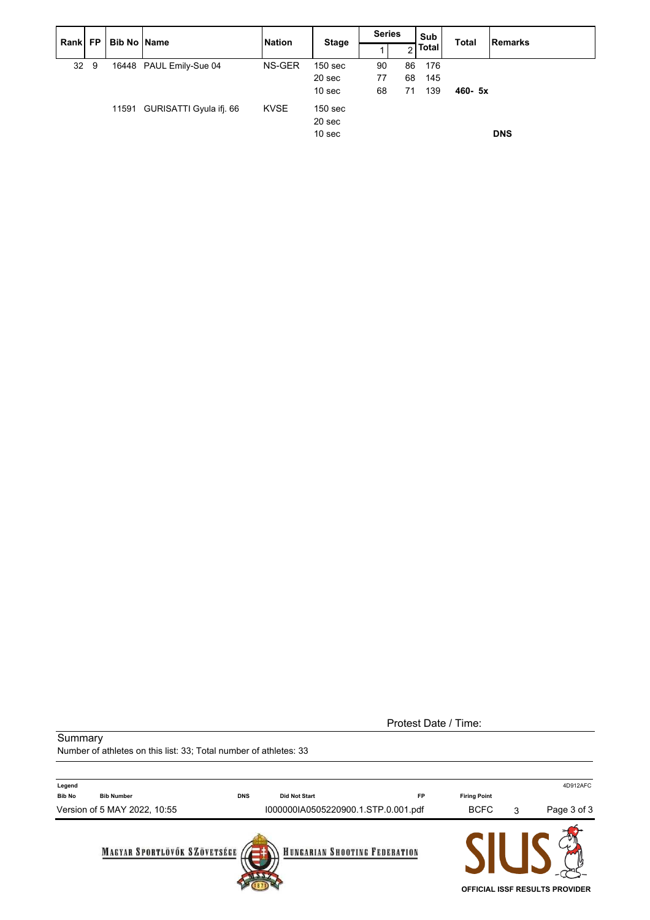| Rank | FP | Bib No | Name | Nation | Stage | Series | | Sub Total | Total | Remarks |
|---|---|---|---|---|---|---|---|---|---|---|
| | | | | | | 1 | 2 | | | |
| 32 | 9 | 16448 | PAUL Emily-Sue 04 | NS-GER | 150 sec | 90 | 86 | 176 | | |
| | | | | | 20 sec | 77 | 68 | 145 | | |
| | | | | | 10 sec | 68 | 71 | 139 | **460- 5x** | |
| | | 11591 | GURISATTI Gyula ifj. 66 | KVSE | 150 sec | | | | | |
| | | | | | 20 sec | | | | | |
| | | | | | 10 sec | | | | | **DNS** |

Protest Date / Time:

Summary

Number of athletes on this list: 33; Total number of athletes: 33

**Legend**

| | | | |
|---|---|---|---|
| **Bib No** | **Bib Number** | **DNS** | **Did Not Start** |
| **FP** | **Firing Point** | | |

4D912AFC

Version of 5 MAY 2022, 10:55 — I000000IA0505220900.1.STP.0.001.pdf — BCFC 3

MAGYAR SPORTLÖVŐK SZÖVETSÉGE — HUNGARIAN SHOOTING FEDERATION

SIUS — OFFICIAL ISSF RESULTS PROVIDER